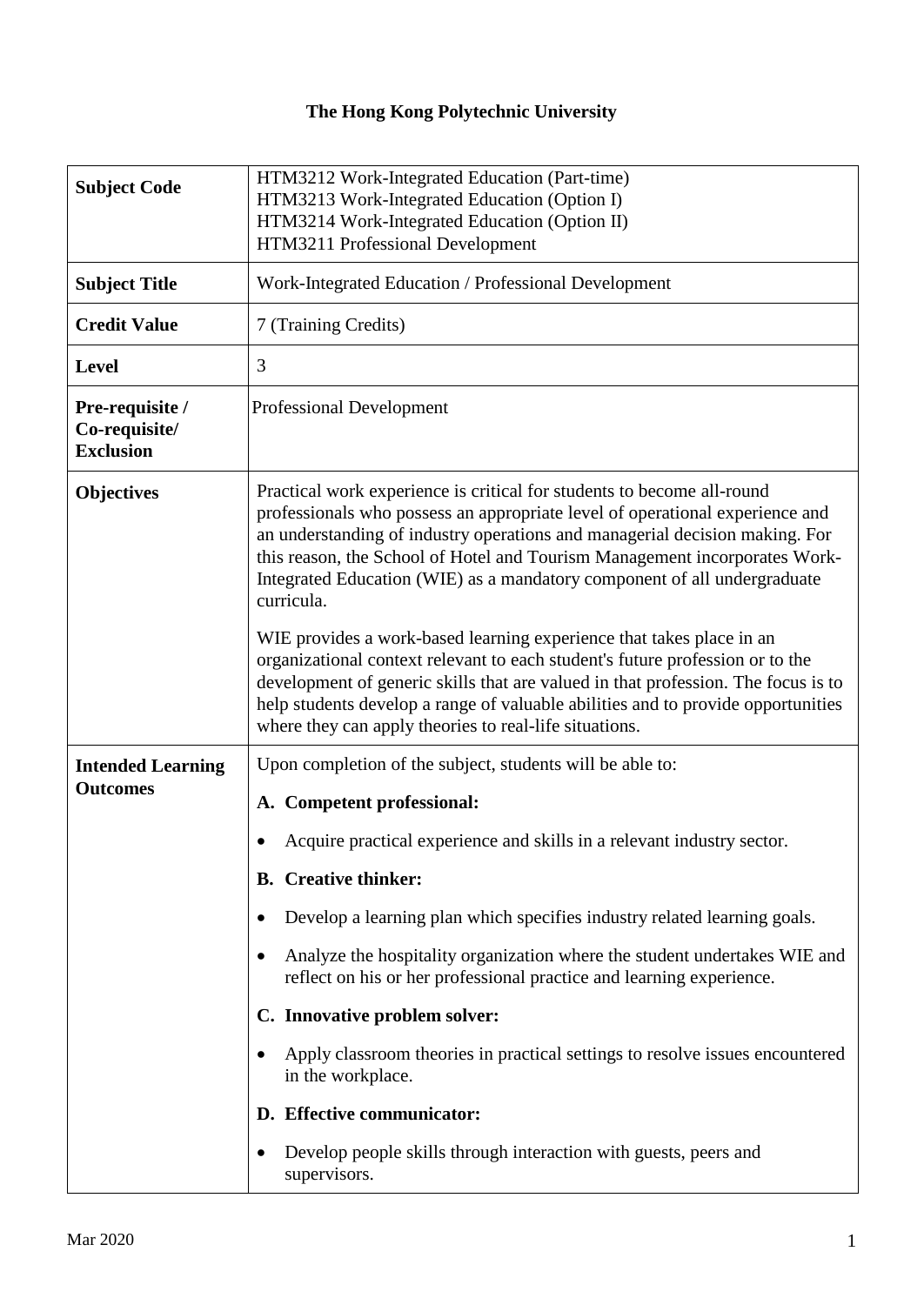# The Hong Kong Polytechnic University

| | |
|---|---|
| **Subject Code** | HTM3212 Work-Integrated Education (Part-time)<br>HTM3213 Work-Integrated Education (Option I)<br>HTM3214 Work-Integrated Education (Option II)<br>HTM3211 Professional Development |
| **Subject Title** | Work-Integrated Education / Professional Development |
| **Credit Value** | 7 (Training Credits) |
| **Level** | 3 |
| **Pre-requisite / Co-requisite/ Exclusion** | Professional Development |
| **Objectives** | Practical work experience is critical for students to become all-round professionals who possess an appropriate level of operational experience and an understanding of industry operations and managerial decision making. For this reason, the School of Hotel and Tourism Management incorporates Work-Integrated Education (WIE) as a mandatory component of all undergraduate curricula.<br><br>WIE provides a work-based learning experience that takes place in an organizational context relevant to each student's future profession or to the development of generic skills that are valued in that profession. The focus is to help students develop a range of valuable abilities and to provide opportunities where they can apply theories to real-life situations. |
| **Intended Learning Outcomes** | Upon completion of the subject, students will be able to:<br><br>**A. Competent professional:**<br><br>• Acquire practical experience and skills in a relevant industry sector.<br><br>**B. Creative thinker:**<br><br>• Develop a learning plan which specifies industry related learning goals.<br><br>• Analyze the hospitality organization where the student undertakes WIE and reflect on his or her professional practice and learning experience.<br><br>**C. Innovative problem solver:**<br><br>• Apply classroom theories in practical settings to resolve issues encountered in the workplace.<br><br>**D. Effective communicator:**<br><br>• Develop people skills through interaction with guests, peers and supervisors. |

Mar 2020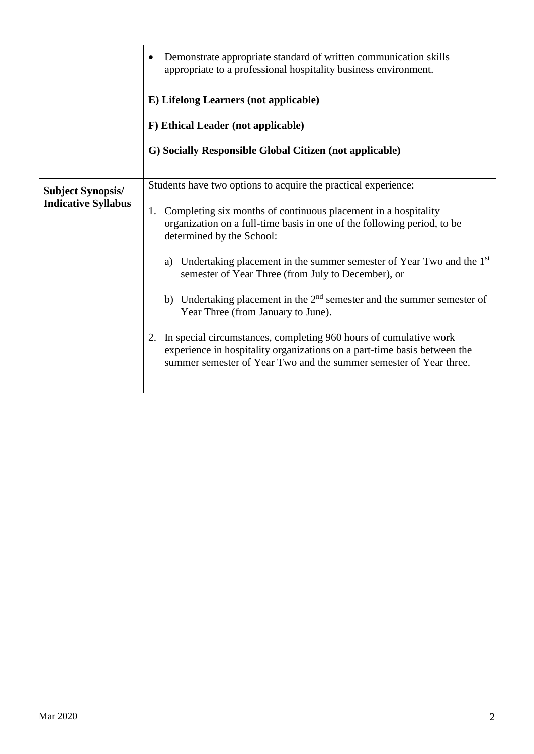| | |
|---|---|
| | • Demonstrate appropriate standard of written communication skills appropriate to a professional hospitality business environment.<br><br>**E) Lifelong Learners (not applicable)**<br><br>**F) Ethical Leader (not applicable)**<br><br>**G) Socially Responsible Global Citizen (not applicable)** |
| **Subject Synopsis/ Indicative Syllabus** | Students have two options to acquire the practical experience:<br><br>1. Completing six months of continuous placement in a hospitality organization on a full-time basis in one of the following period, to be determined by the School:<br><br>a) Undertaking placement in the summer semester of Year Two and the 1st semester of Year Three (from July to December), or<br><br>b) Undertaking placement in the 2nd semester and the summer semester of Year Three (from January to June).<br><br>2. In special circumstances, completing 960 hours of cumulative work experience in hospitality organizations on a part-time basis between the summer semester of Year Two and the summer semester of Year three. |

Mar 2020